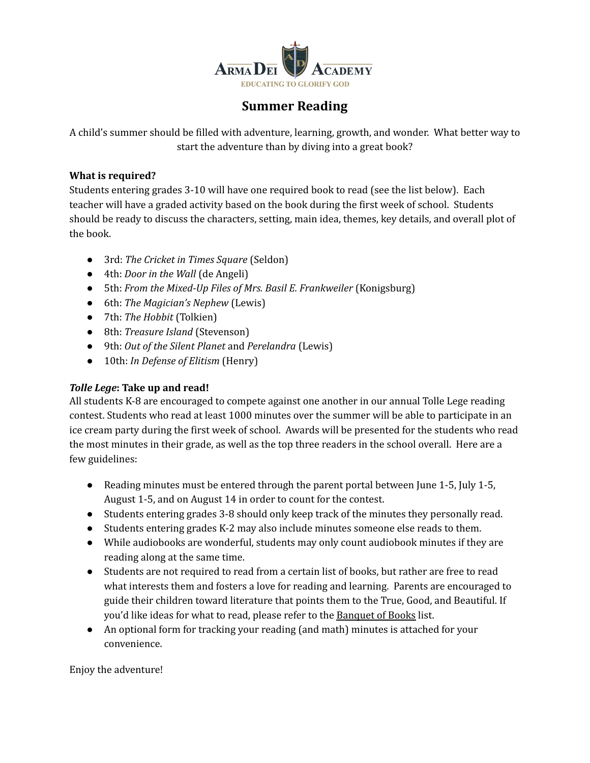ARMA DEI ACADEMY

EDUCATING TO GLORIFY GOD

# Summer Reading

A child's summer should be filled with adventure, learning, growth, and wonder. What better way to start the adventure than by diving into a great book?

**What is required?**

Students entering grades 3-10 will have one required book to read (see the list below). Each teacher will have a graded activity based on the book during the first week of school. Students should be ready to discuss the characters, setting, main idea, themes, key details, and overall plot of the book.

- 3rd: *The Cricket in Times Square* (Seldon)
- 4th: *Door in the Wall* (de Angeli)
- 5th: *From the Mixed-Up Files of Mrs. Basil E. Frankweiler* (Konigsburg)
- 6th: *The Magician's Nephew* (Lewis)
- 7th: *The Hobbit* (Tolkien)
- 8th: *Treasure Island* (Stevenson)
- 9th: *Out of the Silent Planet* and *Perelandra* (Lewis)
- 10th: *In Defense of Elitism* (Henry)

***Tolle Lege*: Take up and read!**

All students K-8 are encouraged to compete against one another in our annual Tolle Lege reading contest. Students who read at least 1000 minutes over the summer will be able to participate in an ice cream party during the first week of school. Awards will be presented for the students who read the most minutes in their grade, as well as the top three readers in the school overall. Here are a few guidelines:

- Reading minutes must be entered through the parent portal between June 1-5, July 1-5, August 1-5, and on August 14 in order to count for the contest.
- Students entering grades 3-8 should only keep track of the minutes they personally read.
- Students entering grades K-2 may also include minutes someone else reads to them.
- While audiobooks are wonderful, students may only count audiobook minutes if they are reading along at the same time.
- Students are not required to read from a certain list of books, but rather are free to read what interests them and fosters a love for reading and learning. Parents are encouraged to guide their children toward literature that points them to the True, Good, and Beautiful. If you'd like ideas for what to read, please refer to the Banquet of Books list.
- An optional form for tracking your reading (and math) minutes is attached for your convenience.

Enjoy the adventure!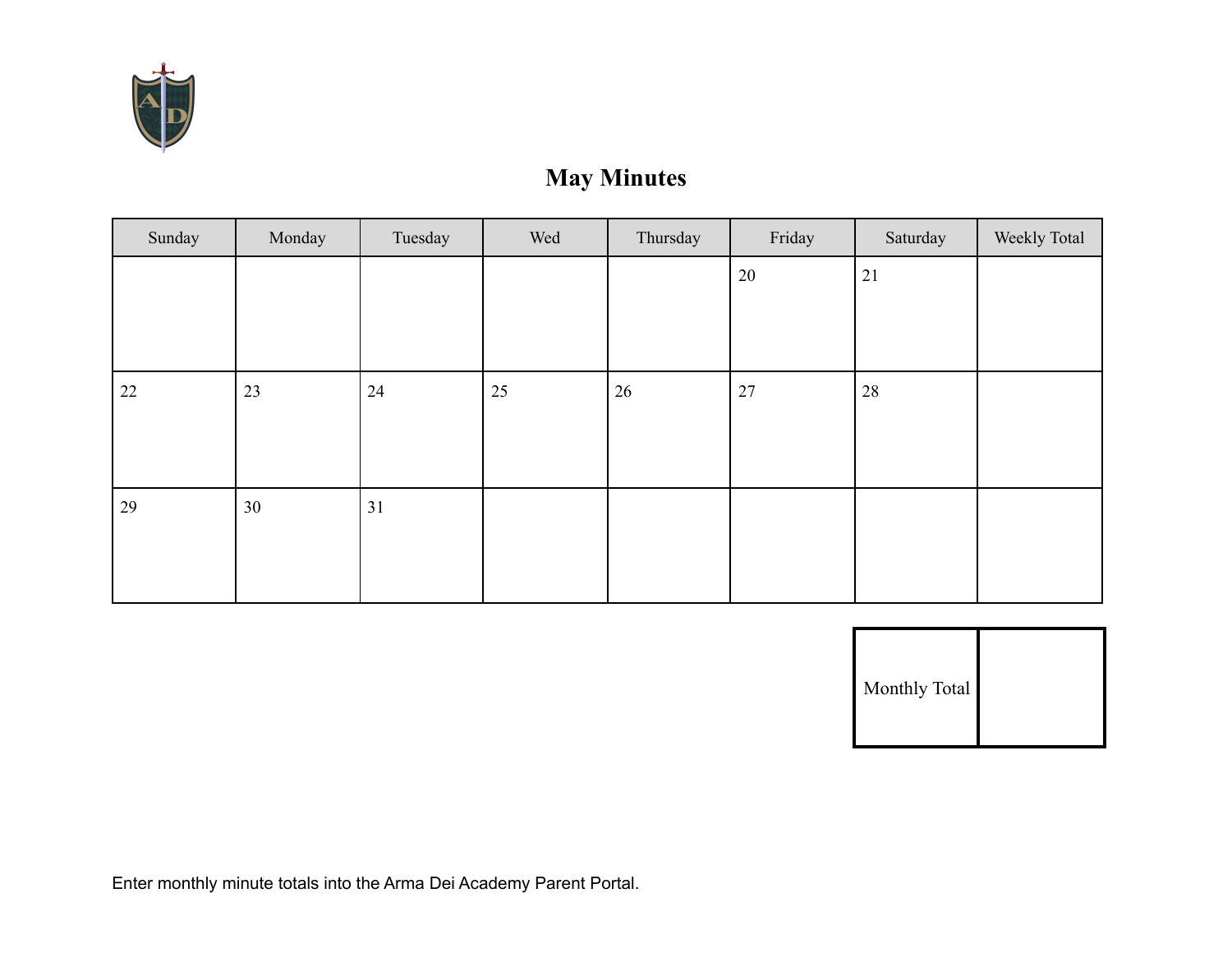# May Minutes

| Sunday | Monday | Tuesday | Wed | Thursday | Friday | Saturday | Weekly Total |
|---|---|---|---|---|---|---|---|
| | | | | | 20 | 21 | |
| 22 | 23 | 24 | 25 | 26 | 27 | 28 | |
| 29 | 30 | 31 | | | | | |

| Monthly Total | |
|---|---|

Enter monthly minute totals into the Arma Dei Academy Parent Portal.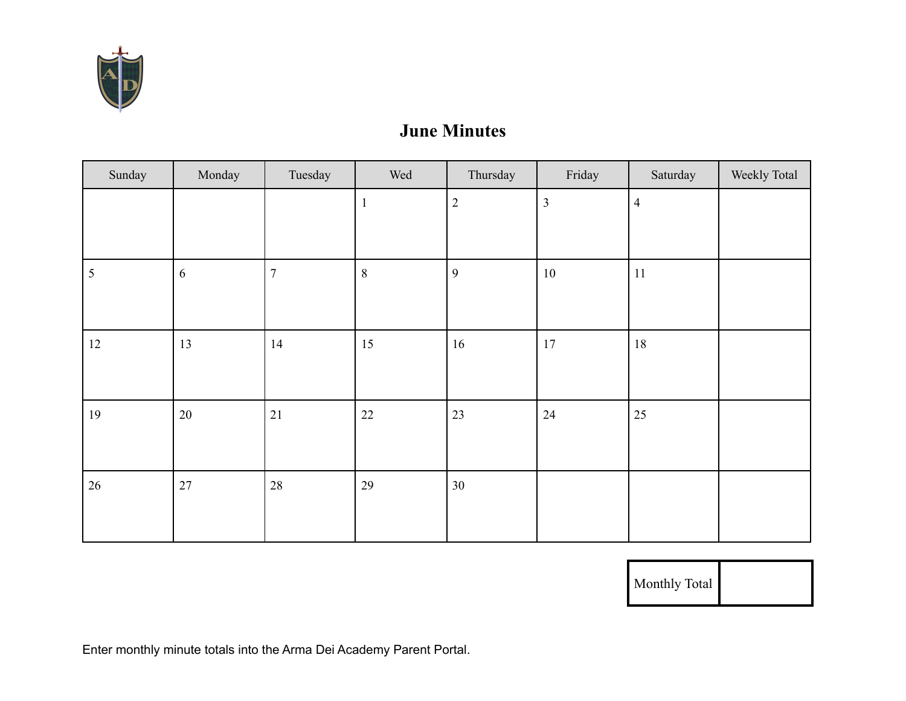# June Minutes

| Sunday | Monday | Tuesday | Wed | Thursday | Friday | Saturday | Weekly Total |
|---|---|---|---|---|---|---|---|
| | | | 1 | 2 | 3 | 4 | |
| 5 | 6 | 7 | 8 | 9 | 10 | 11 | |
| 12 | 13 | 14 | 15 | 16 | 17 | 18 | |
| 19 | 20 | 21 | 22 | 23 | 24 | 25 | |
| 26 | 27 | 28 | 29 | 30 | | | |

| Monthly Total | |
|---|---|

Enter monthly minute totals into the Arma Dei Academy Parent Portal.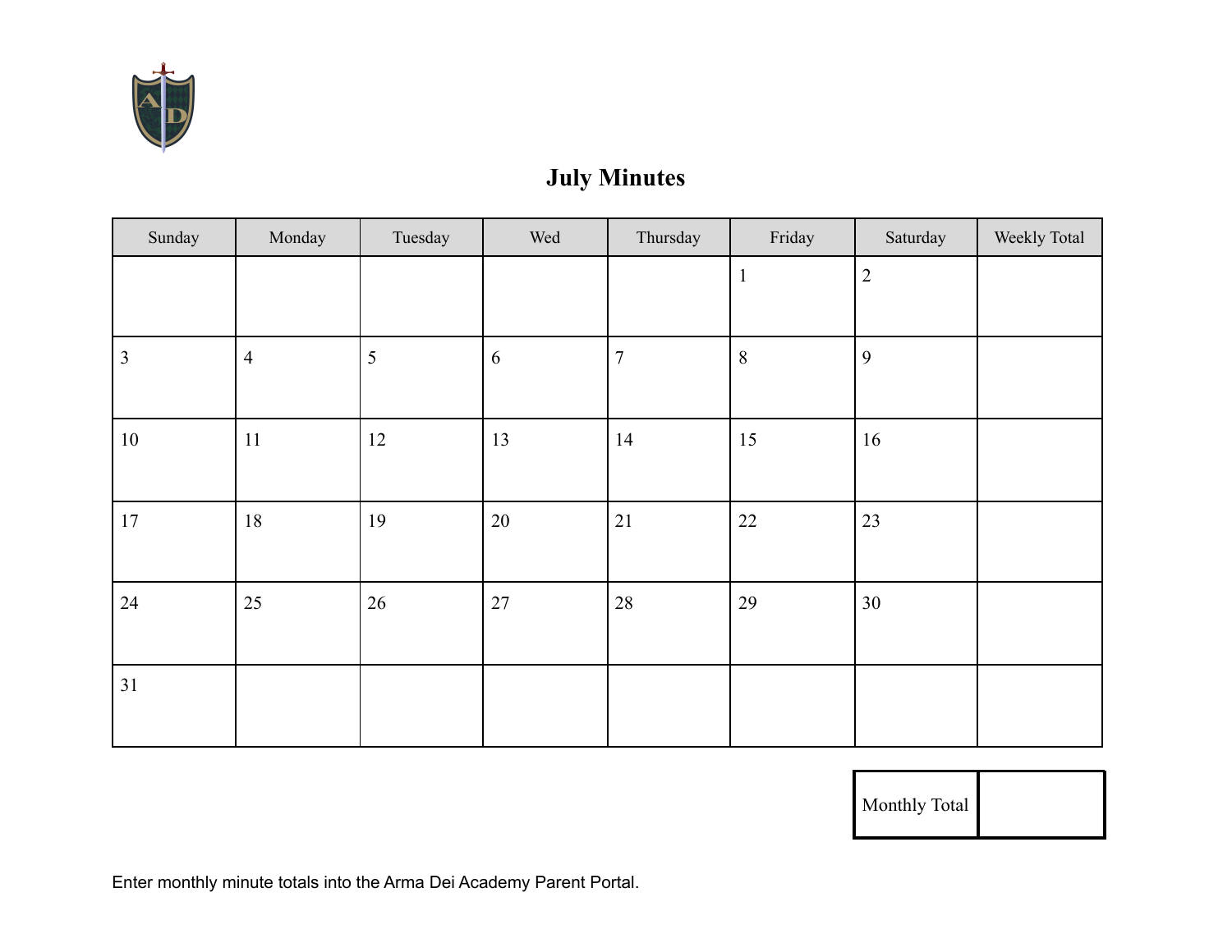# July Minutes

| Sunday | Monday | Tuesday | Wed | Thursday | Friday | Saturday | Weekly Total |
|---|---|---|---|---|---|---|---|
| | | | | | 1 | 2 | |
| 3 | 4 | 5 | 6 | 7 | 8 | 9 | |
| 10 | 11 | 12 | 13 | 14 | 15 | 16 | |
| 17 | 18 | 19 | 20 | 21 | 22 | 23 | |
| 24 | 25 | 26 | 27 | 28 | 29 | 30 | |
| 31 | | | | | | | |

| Monthly Total | |
|---|---|

Enter monthly minute totals into the Arma Dei Academy Parent Portal.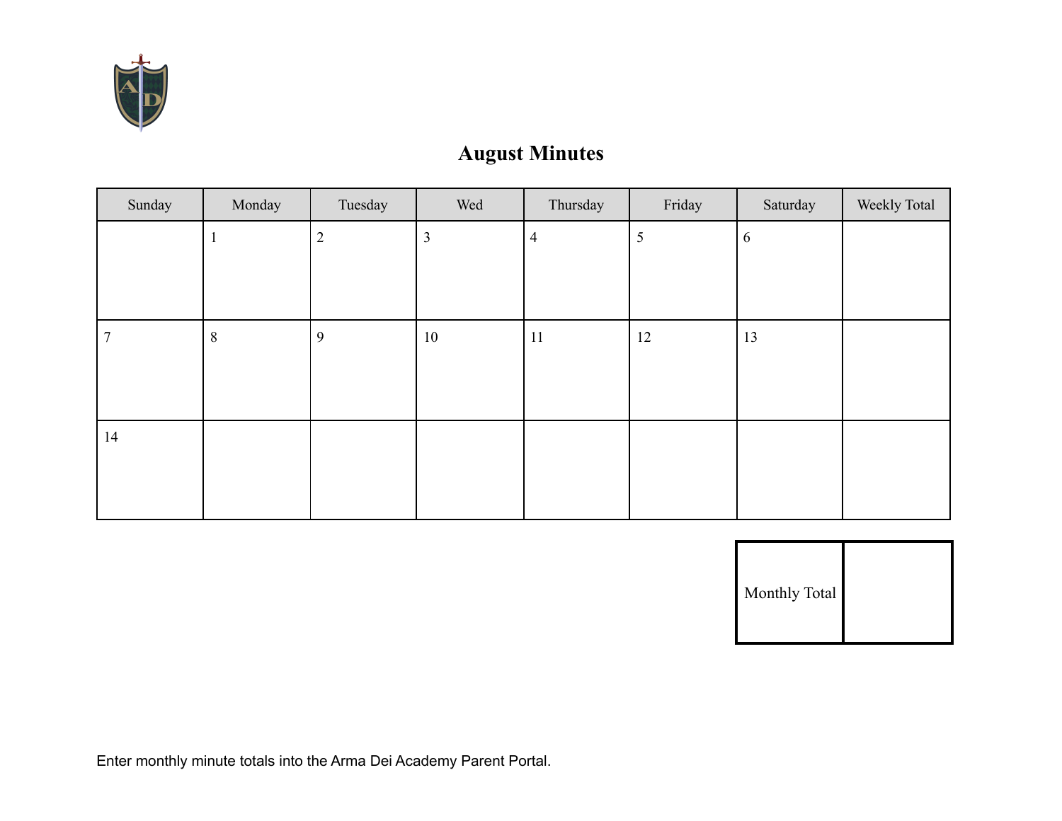# August Minutes

| Sunday | Monday | Tuesday | Wed | Thursday | Friday | Saturday | Weekly Total |
|---|---|---|---|---|---|---|---|
| | 1 | 2 | 3 | 4 | 5 | 6 | |
| 7 | 8 | 9 | 10 | 11 | 12 | 13 | |
| 14 | | | | | | | |

| | |
|---|---|
| Monthly Total | |

Enter monthly minute totals into the Arma Dei Academy Parent Portal.